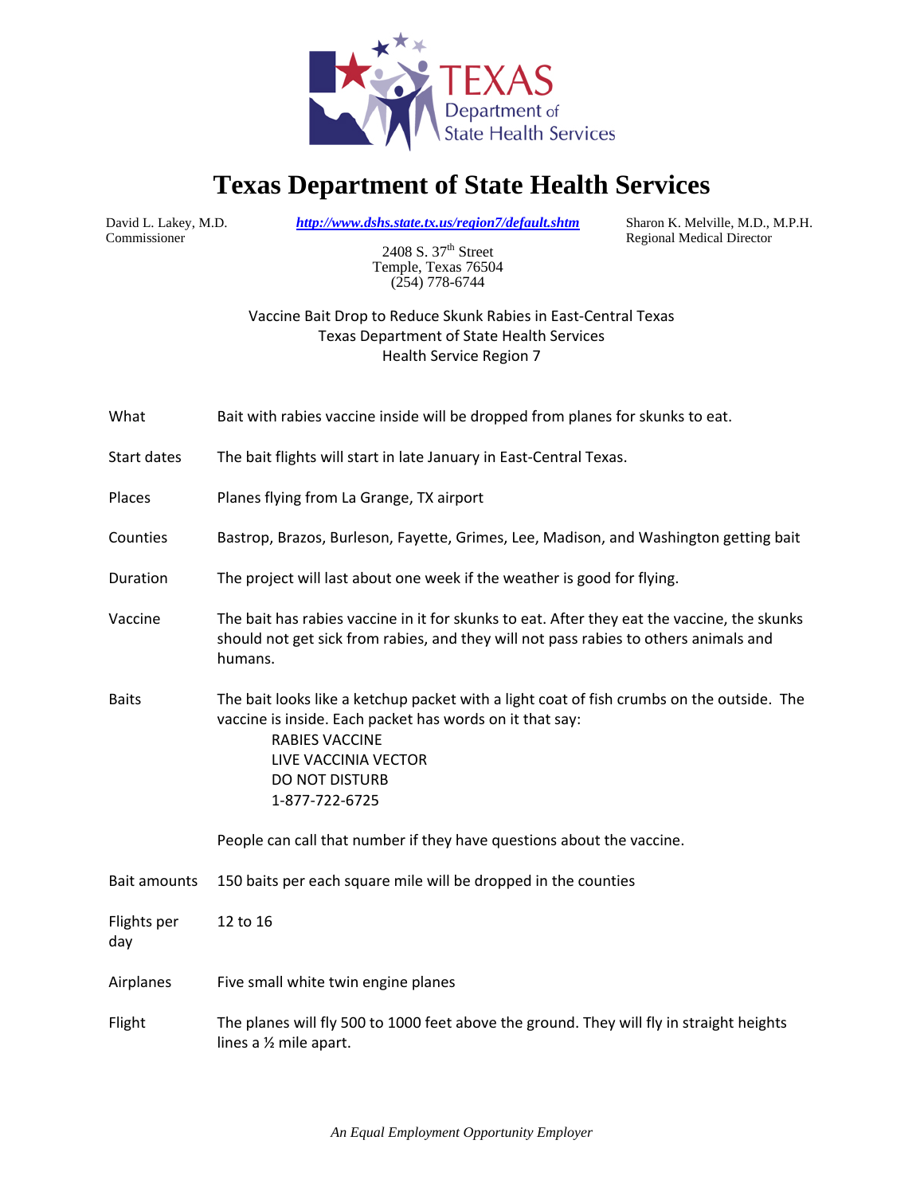# Texas Department of State Health Services

David L. Lakey, M.D.
Commissioner

***http://www.dshs.state.tx.us/region7/default.shtm***

Sharon K. Melville, M.D., M.P.H.
Regional Medical Director

2408 S. 37th Street
Temple, Texas 76504
(254) 778-6744

Vaccine Bait Drop to Reduce Skunk Rabies in East-Central Texas
Texas Department of State Health Services
Health Service Region 7

| | |
|---|---|
| What | Bait with rabies vaccine inside will be dropped from planes for skunks to eat. |
| Start dates | The bait flights will start in late January in East-Central Texas. |
| Places | Planes flying from La Grange, TX airport |
| Counties | Bastrop, Brazos, Burleson, Fayette, Grimes, Lee, Madison, and Washington getting bait |
| Duration | The project will last about one week if the weather is good for flying. |
| Vaccine | The bait has rabies vaccine in it for skunks to eat. After they eat the vaccine, the skunks should not get sick from rabies, and they will not pass rabies to others animals and humans. |
| Baits | The bait looks like a ketchup packet with a light coat of fish crumbs on the outside. The vaccine is inside. Each packet has words on it that say: RABIES VACCINE / LIVE VACCINIA VECTOR / DO NOT DISTURB / 1-877-722-6725 <br><br> People can call that number if they have questions about the vaccine. |
| Bait amounts | 150 baits per each square mile will be dropped in the counties |
| Flights per day | 12 to 16 |
| Airplanes | Five small white twin engine planes |
| Flight | The planes will fly 500 to 1000 feet above the ground. They will fly in straight heights lines a ½ mile apart. |

*An Equal Employment Opportunity Employer*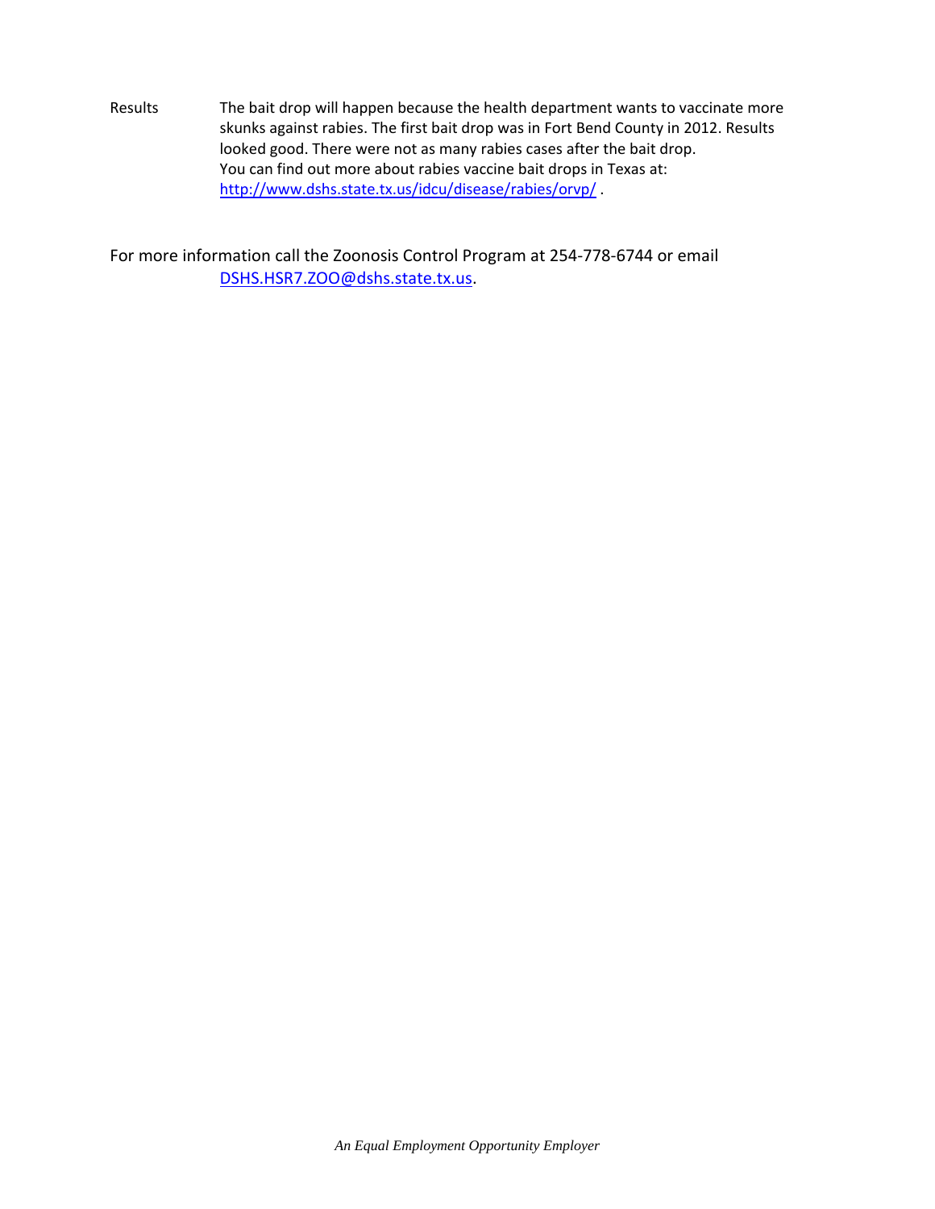**Results**

The bait drop will happen because the health department wants to vaccinate more skunks against rabies. The first bait drop was in Fort Bend County in 2012. Results looked good. There were not as many rabies cases after the bait drop.
You can find out more about rabies vaccine bait drops in Texas at: http://www.dshs.state.tx.us/idcu/disease/rabies/orvp/ .

For more information call the Zoonosis Control Program at 254-778-6744 or email DSHS.HSR7.ZOO@dshs.state.tx.us.

*An Equal Employment Opportunity Employer*